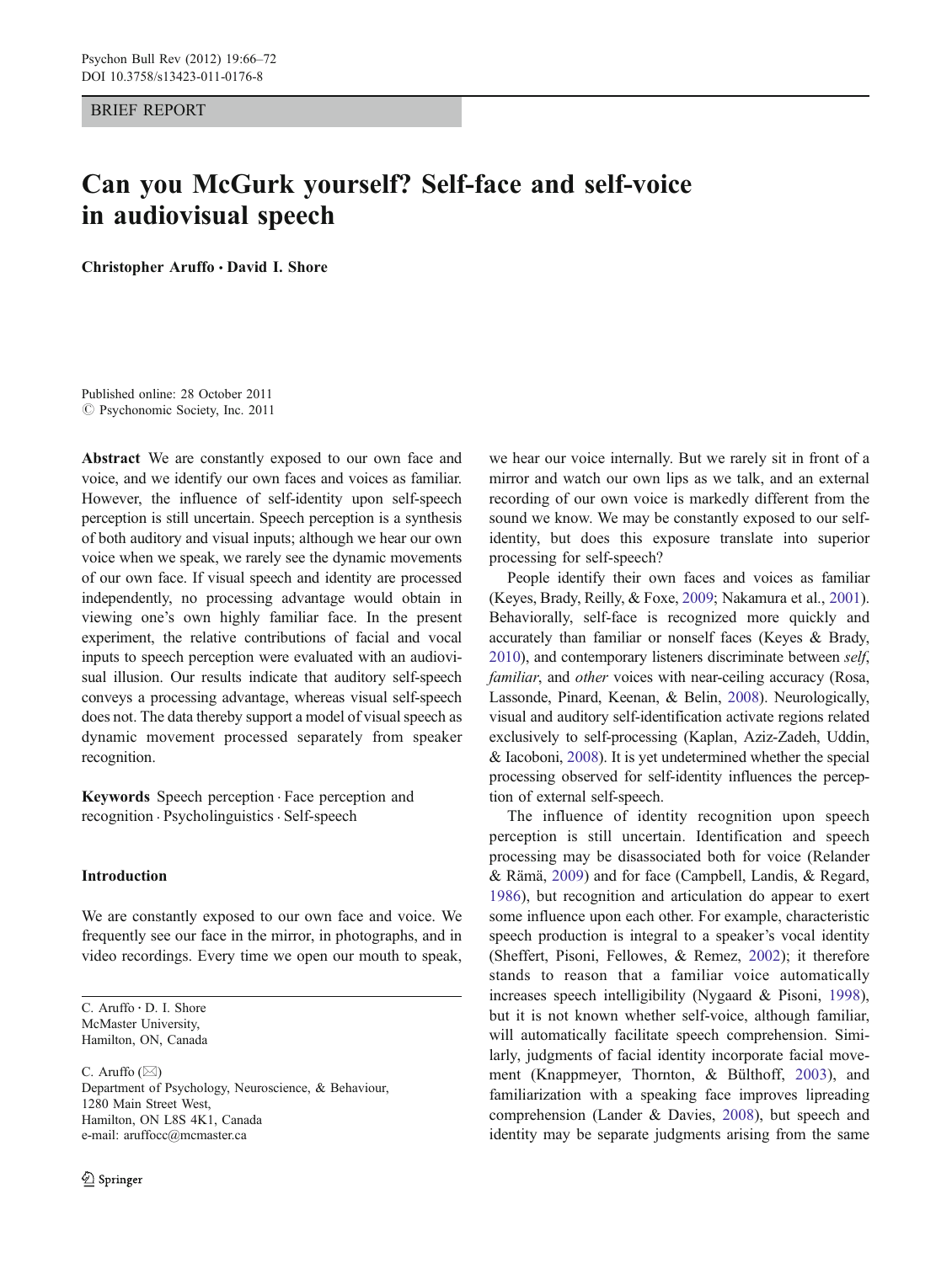BRIEF REPORT

# Can you McGurk yourself? Self-face and self-voice in audiovisual speech

**Christopher Aruffo · David I. Shore**

Published online: 28 October 2011
© Psychonomic Society, Inc. 2011

**Abstract** We are constantly exposed to our own face and voice, and we identify our own faces and voices as familiar. However, the influence of self-identity upon self-speech perception is still uncertain. Speech perception is a synthesis of both auditory and visual inputs; although we hear our own voice when we speak, we rarely see the dynamic movements of our own face. If visual speech and identity are processed independently, no processing advantage would obtain in viewing one's own highly familiar face. In the present experiment, the relative contributions of facial and vocal inputs to speech perception were evaluated with an audiovisual illusion. Our results indicate that auditory self-speech conveys a processing advantage, whereas visual self-speech does not. The data thereby support a model of visual speech as dynamic movement processed separately from speaker recognition.

**Keywords** Speech perception · Face perception and recognition · Psycholinguistics · Self-speech

C. Aruffo · D. I. Shore
McMaster University,
Hamilton, ON, Canada

C. Aruffo (✉)
Department of Psychology, Neuroscience, & Behaviour,
1280 Main Street West,
Hamilton, ON L8S 4K1, Canada
e-mail: aruffocc@mcmaster.ca

## Introduction

We are constantly exposed to our own face and voice. We frequently see our face in the mirror, in photographs, and in video recordings. Every time we open our mouth to speak, we hear our voice internally. But we rarely sit in front of a mirror and watch our own lips as we talk, and an external recording of our own voice is markedly different from the sound we know. We may be constantly exposed to our self-identity, but does this exposure translate into superior processing for self-speech?

People identify their own faces and voices as familiar (Keyes, Brady, Reilly, & Foxe, 2009; Nakamura et al., 2001). Behaviorally, self-face is recognized more quickly and accurately than familiar or nonself faces (Keyes & Brady, 2010), and contemporary listeners discriminate between *self*, *familiar*, and *other* voices with near-ceiling accuracy (Rosa, Lassonde, Pinard, Keenan, & Belin, 2008). Neurologically, visual and auditory self-identification activate regions related exclusively to self-processing (Kaplan, Aziz-Zadeh, Uddin, & Iacoboni, 2008). It is yet undetermined whether the special processing observed for self-identity influences the perception of external self-speech.

The influence of identity recognition upon speech perception is still uncertain. Identification and speech processing may be disassociated both for voice (Relander & Rämä, 2009) and for face (Campbell, Landis, & Regard, 1986), but recognition and articulation do appear to exert some influence upon each other. For example, characteristic speech production is integral to a speaker's vocal identity (Sheffert, Pisoni, Fellowes, & Remez, 2002); it therefore stands to reason that a familiar voice automatically increases speech intelligibility (Nygaard & Pisoni, 1998), but it is not known whether self-voice, although familiar, will automatically facilitate speech comprehension. Similarly, judgments of facial identity incorporate facial movement (Knappmeyer, Thornton, & Bülthoff, 2003), and familiarization with a speaking face improves lipreading comprehension (Lander & Davies, 2008), but speech and identity may be separate judgments arising from the same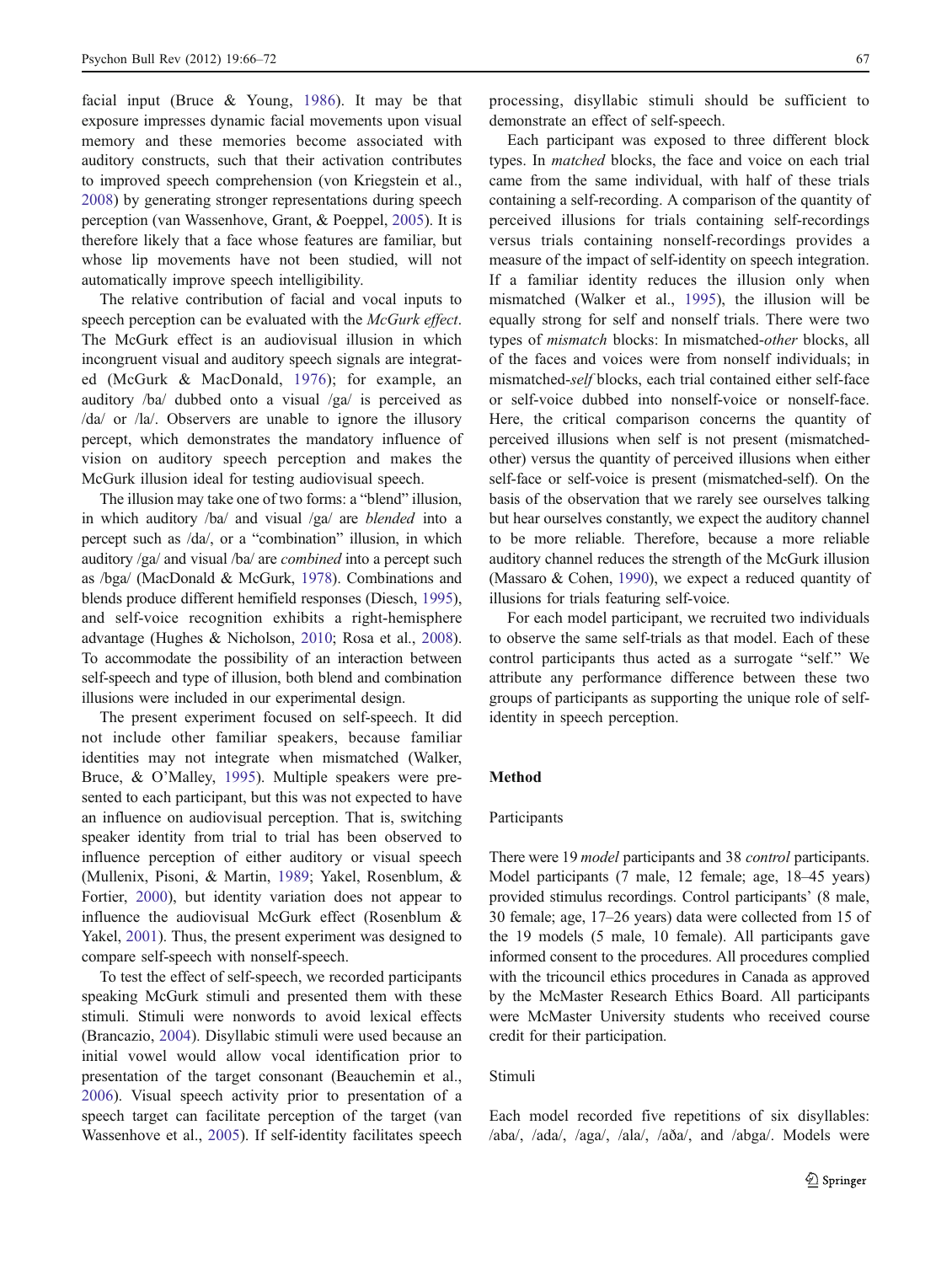facial input (Bruce & Young, 1986). It may be that exposure impresses dynamic facial movements upon visual memory and these memories become associated with auditory constructs, such that their activation contributes to improved speech comprehension (von Kriegstein et al., 2008) by generating stronger representations during speech perception (van Wassenhove, Grant, & Poeppel, 2005). It is therefore likely that a face whose features are familiar, but whose lip movements have not been studied, will not automatically improve speech intelligibility.

The relative contribution of facial and vocal inputs to speech perception can be evaluated with the *McGurk effect*. The McGurk effect is an audiovisual illusion in which incongruent visual and auditory speech signals are integrated (McGurk & MacDonald, 1976); for example, an auditory /ba/ dubbed onto a visual /ga/ is perceived as /da/ or /la/. Observers are unable to ignore the illusory percept, which demonstrates the mandatory influence of vision on auditory speech perception and makes the McGurk illusion ideal for testing audiovisual speech.

The illusion may take one of two forms: a "blend" illusion, in which auditory /ba/ and visual /ga/ are *blended* into a percept such as /da/, or a "combination" illusion, in which auditory /ga/ and visual /ba/ are *combined* into a percept such as /bga/ (MacDonald & McGurk, 1978). Combinations and blends produce different hemifield responses (Diesch, 1995), and self-voice recognition exhibits a right-hemisphere advantage (Hughes & Nicholson, 2010; Rosa et al., 2008). To accommodate the possibility of an interaction between self-speech and type of illusion, both blend and combination illusions were included in our experimental design.

The present experiment focused on self-speech. It did not include other familiar speakers, because familiar identities may not integrate when mismatched (Walker, Bruce, & O'Malley, 1995). Multiple speakers were presented to each participant, but this was not expected to have an influence on audiovisual perception. That is, switching speaker identity from trial to trial has been observed to influence perception of either auditory or visual speech (Mullenix, Pisoni, & Martin, 1989; Yakel, Rosenblum, & Fortier, 2000), but identity variation does not appear to influence the audiovisual McGurk effect (Rosenblum & Yakel, 2001). Thus, the present experiment was designed to compare self-speech with nonself-speech.

To test the effect of self-speech, we recorded participants speaking McGurk stimuli and presented them with these stimuli. Stimuli were nonwords to avoid lexical effects (Brancazio, 2004). Disyllabic stimuli were used because an initial vowel would allow vocal identification prior to presentation of the target consonant (Beauchemin et al., 2006). Visual speech activity prior to presentation of a speech target can facilitate perception of the target (van Wassenhove et al., 2005). If self-identity facilitates speech processing, disyllabic stimuli should be sufficient to demonstrate an effect of self-speech.

Each participant was exposed to three different block types. In *matched* blocks, the face and voice on each trial came from the same individual, with half of these trials containing a self-recording. A comparison of the quantity of perceived illusions for trials containing self-recordings versus trials containing nonself-recordings provides a measure of the impact of self-identity on speech integration. If a familiar identity reduces the illusion only when mismatched (Walker et al., 1995), the illusion will be equally strong for self and nonself trials. There were two types of *mismatch* blocks: In mismatched-*other* blocks, all of the faces and voices were from nonself individuals; in mismatched-*self* blocks, each trial contained either self-face or self-voice dubbed into nonself-voice or nonself-face. Here, the critical comparison concerns the quantity of perceived illusions when self is not present (mismatched-other) versus the quantity of perceived illusions when either self-face or self-voice is present (mismatched-self). On the basis of the observation that we rarely see ourselves talking but hear ourselves constantly, we expect the auditory channel to be more reliable. Therefore, because a more reliable auditory channel reduces the strength of the McGurk illusion (Massaro & Cohen, 1990), we expect a reduced quantity of illusions for trials featuring self-voice.

For each model participant, we recruited two individuals to observe the same self-trials as that model. Each of these control participants thus acted as a surrogate "self." We attribute any performance difference between these two groups of participants as supporting the unique role of self-identity in speech perception.

## Method

### Participants

There were 19 *model* participants and 38 *control* participants. Model participants (7 male, 12 female; age, 18–45 years) provided stimulus recordings. Control participants' (8 male, 30 female; age, 17–26 years) data were collected from 15 of the 19 models (5 male, 10 female). All participants gave informed consent to the procedures. All procedures complied with the tricouncil ethics procedures in Canada as approved by the McMaster Research Ethics Board. All participants were McMaster University students who received course credit for their participation.

### Stimuli

Each model recorded five repetitions of six disyllables: /aba/, /ada/, /aga/, /ala/, /aða/, and /abga/. Models were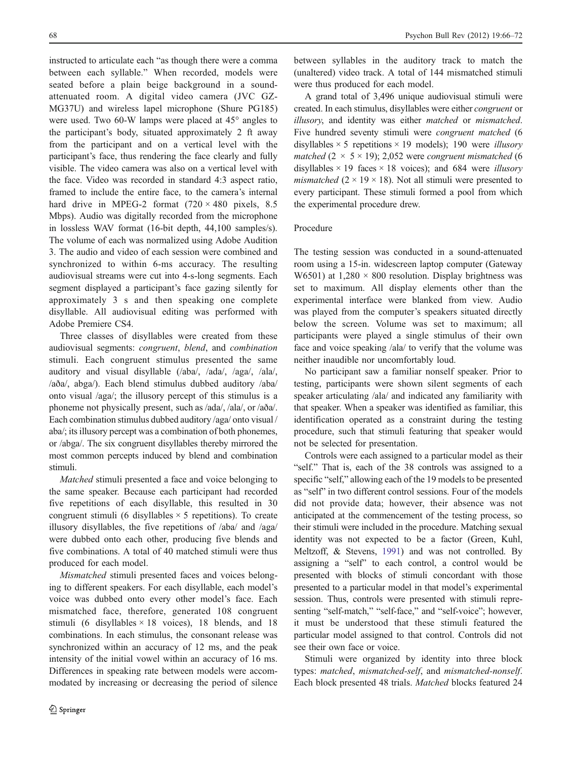instructed to articulate each "as though there were a comma between each syllable." When recorded, models were seated before a plain beige background in a sound-attenuated room. A digital video camera (JVC GZ-MG37U) and wireless lapel microphone (Shure PG185) were used. Two 60-W lamps were placed at 45° angles to the participant's body, situated approximately 2 ft away from the participant and on a vertical level with the participant's face, thus rendering the face clearly and fully visible. The video camera was also on a vertical level with the face. Video was recorded in standard 4:3 aspect ratio, framed to include the entire face, to the camera's internal hard drive in MPEG-2 format (720 × 480 pixels, 8.5 Mbps). Audio was digitally recorded from the microphone in lossless WAV format (16-bit depth, 44,100 samples/s). The volume of each was normalized using Adobe Audition 3. The audio and video of each session were combined and synchronized to within 6-ms accuracy. The resulting audiovisual streams were cut into 4-s-long segments. Each segment displayed a participant's face gazing silently for approximately 3 s and then speaking one complete disyllable. All audiovisual editing was performed with Adobe Premiere CS4.

Three classes of disyllables were created from these audiovisual segments: *congruent*, *blend*, and *combination* stimuli. Each congruent stimulus presented the same auditory and visual disyllable (/aba/, /ada/, /aga/, /ala/, /aða/, abga/). Each blend stimulus dubbed auditory /aba/ onto visual /aga/; the illusory percept of this stimulus is a phoneme not physically present, such as /ada/, /ala/, or /aða/. Each combination stimulus dubbed auditory /aga/ onto visual /aba/; its illusory percept was a combination of both phonemes, or /abga/. The six congruent disyllables thereby mirrored the most common percepts induced by blend and combination stimuli.

*Matched* stimuli presented a face and voice belonging to the same speaker. Because each participant had recorded five repetitions of each disyllable, this resulted in 30 congruent stimuli (6 disyllables × 5 repetitions). To create illusory disyllables, the five repetitions of /aba/ and /aga/ were dubbed onto each other, producing five blends and five combinations. A total of 40 matched stimuli were thus produced for each model.

*Mismatched* stimuli presented faces and voices belonging to different speakers. For each disyllable, each model's voice was dubbed onto every other model's face. Each mismatched face, therefore, generated 108 congruent stimuli (6 disyllables × 18 voices), 18 blends, and 18 combinations. In each stimulus, the consonant release was synchronized within an accuracy of 12 ms, and the peak intensity of the initial vowel within an accuracy of 16 ms. Differences in speaking rate between models were accommodated by increasing or decreasing the period of silence between syllables in the auditory track to match the (unaltered) video track. A total of 144 mismatched stimuli were thus produced for each model.

A grand total of 3,496 unique audiovisual stimuli were created. In each stimulus, disyllables were either *congruent* or *illusory*, and identity was either *matched* or *mismatched*. Five hundred seventy stimuli were *congruent matched* (6 disyllables × 5 repetitions × 19 models); 190 were *illusory matched* (2 × 5 × 19); 2,052 were *congruent mismatched* (6 disyllables × 19 faces × 18 voices); and 684 were *illusory mismatched* (2 × 19 × 18). Not all stimuli were presented to every participant. These stimuli formed a pool from which the experimental procedure drew.

### Procedure

The testing session was conducted in a sound-attenuated room using a 15-in. widescreen laptop computer (Gateway W6501) at 1,280 × 800 resolution. Display brightness was set to maximum. All display elements other than the experimental interface were blanked from view. Audio was played from the computer's speakers situated directly below the screen. Volume was set to maximum; all participants were played a single stimulus of their own face and voice speaking /ala/ to verify that the volume was neither inaudible nor uncomfortably loud.

No participant saw a familiar nonself speaker. Prior to testing, participants were shown silent segments of each speaker articulating /ala/ and indicated any familiarity with that speaker. When a speaker was identified as familiar, this identification operated as a constraint during the testing procedure, such that stimuli featuring that speaker would not be selected for presentation.

Controls were each assigned to a particular model as their "self." That is, each of the 38 controls was assigned to a specific "self," allowing each of the 19 models to be presented as "self" in two different control sessions. Four of the models did not provide data; however, their absence was not anticipated at the commencement of the testing process, so their stimuli were included in the procedure. Matching sexual identity was not expected to be a factor (Green, Kuhl, Meltzoff, & Stevens, 1991) and was not controlled. By assigning a "self" to each control, a control would be presented with blocks of stimuli concordant with those presented to a particular model in that model's experimental session. Thus, controls were presented with stimuli representing "self-match," "self-face," and "self-voice"; however, it must be understood that these stimuli featured the particular model assigned to that control. Controls did not see their own face or voice.

Stimuli were organized by identity into three block types: *matched*, *mismatched-self*, and *mismatched-nonself*. Each block presented 48 trials. *Matched* blocks featured 24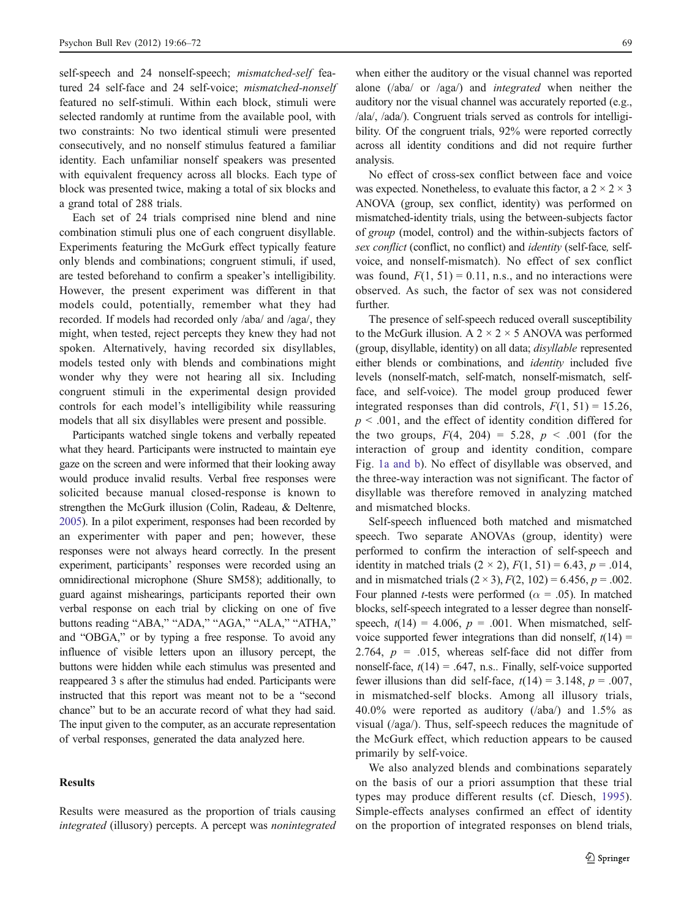self-speech and 24 nonself-speech; *mismatched-self* featured 24 self-face and 24 self-voice; *mismatched-nonself* featured no self-stimuli. Within each block, stimuli were selected randomly at runtime from the available pool, with two constraints: No two identical stimuli were presented consecutively, and no nonself stimulus featured a familiar identity. Each unfamiliar nonself speakers was presented with equivalent frequency across all blocks. Each type of block was presented twice, making a total of six blocks and a grand total of 288 trials.

Each set of 24 trials comprised nine blend and nine combination stimuli plus one of each congruent disyllable. Experiments featuring the McGurk effect typically feature only blends and combinations; congruent stimuli, if used, are tested beforehand to confirm a speaker's intelligibility. However, the present experiment was different in that models could, potentially, remember what they had recorded. If models had recorded only /aba/ and /aga/, they might, when tested, reject percepts they knew they had not spoken. Alternatively, having recorded six disyllables, models tested only with blends and combinations might wonder why they were not hearing all six. Including congruent stimuli in the experimental design provided controls for each model's intelligibility while reassuring models that all six disyllables were present and possible.

Participants watched single tokens and verbally repeated what they heard. Participants were instructed to maintain eye gaze on the screen and were informed that their looking away would produce invalid results. Verbal free responses were solicited because manual closed-response is known to strengthen the McGurk illusion (Colin, Radeau, & Deltenre, 2005). In a pilot experiment, responses had been recorded by an experimenter with paper and pen; however, these responses were not always heard correctly. In the present experiment, participants' responses were recorded using an omnidirectional microphone (Shure SM58); additionally, to guard against mishearings, participants reported their own verbal response on each trial by clicking on one of five buttons reading "ABA," "ADA," "AGA," "ALA," "ATHA," and "OBGA," or by typing a free response. To avoid any influence of visible letters upon an illusory percept, the buttons were hidden while each stimulus was presented and reappeared 3 s after the stimulus had ended. Participants were instructed that this report was meant not to be a "second chance" but to be an accurate record of what they had said. The input given to the computer, as an accurate representation of verbal responses, generated the data analyzed here.

## Results

Results were measured as the proportion of trials causing *integrated* (illusory) percepts. A percept was *nonintegrated* when either the auditory or the visual channel was reported alone (/aba/ or /aga/) and *integrated* when neither the auditory nor the visual channel was accurately reported (e.g., /ala/, /ada/). Congruent trials served as controls for intelligibility. Of the congruent trials, 92% were reported correctly across all identity conditions and did not require further analysis.

No effect of cross-sex conflict between face and voice was expected. Nonetheless, to evaluate this factor, a $2 \times 2 \times 3$ ANOVA (group, sex conflict, identity) was performed on mismatched-identity trials, using the between-subjects factor of *group* (model, control) and the within-subjects factors of *sex conflict* (conflict, no conflict) and *identity* (self-face, self-voice, and nonself-mismatch). No effect of sex conflict was found, $F(1, 51) = 0.11$, n.s., and no interactions were observed. As such, the factor of sex was not considered further.

The presence of self-speech reduced overall susceptibility to the McGurk illusion. A $2 \times 2 \times 5$ ANOVA was performed (group, disyllable, identity) on all data; *disyllable* represented either blends or combinations, and *identity* included five levels (nonself-match, self-match, nonself-mismatch, self-face, and self-voice). The model group produced fewer integrated responses than did controls, $F(1, 51) = 15.26$, $p < .001$, and the effect of identity condition differed for the two groups, $F(4, 204) = 5.28$, $p < .001$ (for the interaction of group and identity condition, compare Fig. 1a and b). No effect of disyllable was observed, and the three-way interaction was not significant. The factor of disyllable was therefore removed in analyzing matched and mismatched blocks.

Self-speech influenced both matched and mismatched speech. Two separate ANOVAs (group, identity) were performed to confirm the interaction of self-speech and identity in matched trials ($2 \times 2$), $F(1, 51) = 6.43$, $p = .014$, and in mismatched trials ($2 \times 3$), $F(2, 102) = 6.456$, $p = .002$. Four planned *t*-tests were performed ($\alpha = .05$). In matched blocks, self-speech integrated to a lesser degree than nonself-speech, $t(14) = 4.006$, $p = .001$. When mismatched, self-voice supported fewer integrations than did nonself, $t(14) = 2.764$, $p = .015$, whereas self-face did not differ from nonself-face, $t(14) = .647$, n.s.. Finally, self-voice supported fewer illusions than did self-face, $t(14) = 3.148$, $p = .007$, in mismatched-self blocks. Among all illusory trials, 40.0% were reported as auditory (/aba/) and 1.5% as visual (/aga/). Thus, self-speech reduces the magnitude of the McGurk effect, which reduction appears to be caused primarily by self-voice.

We also analyzed blends and combinations separately on the basis of our a priori assumption that these trial types may produce different results (cf. Diesch, 1995). Simple-effects analyses confirmed an effect of identity on the proportion of integrated responses on blend trials,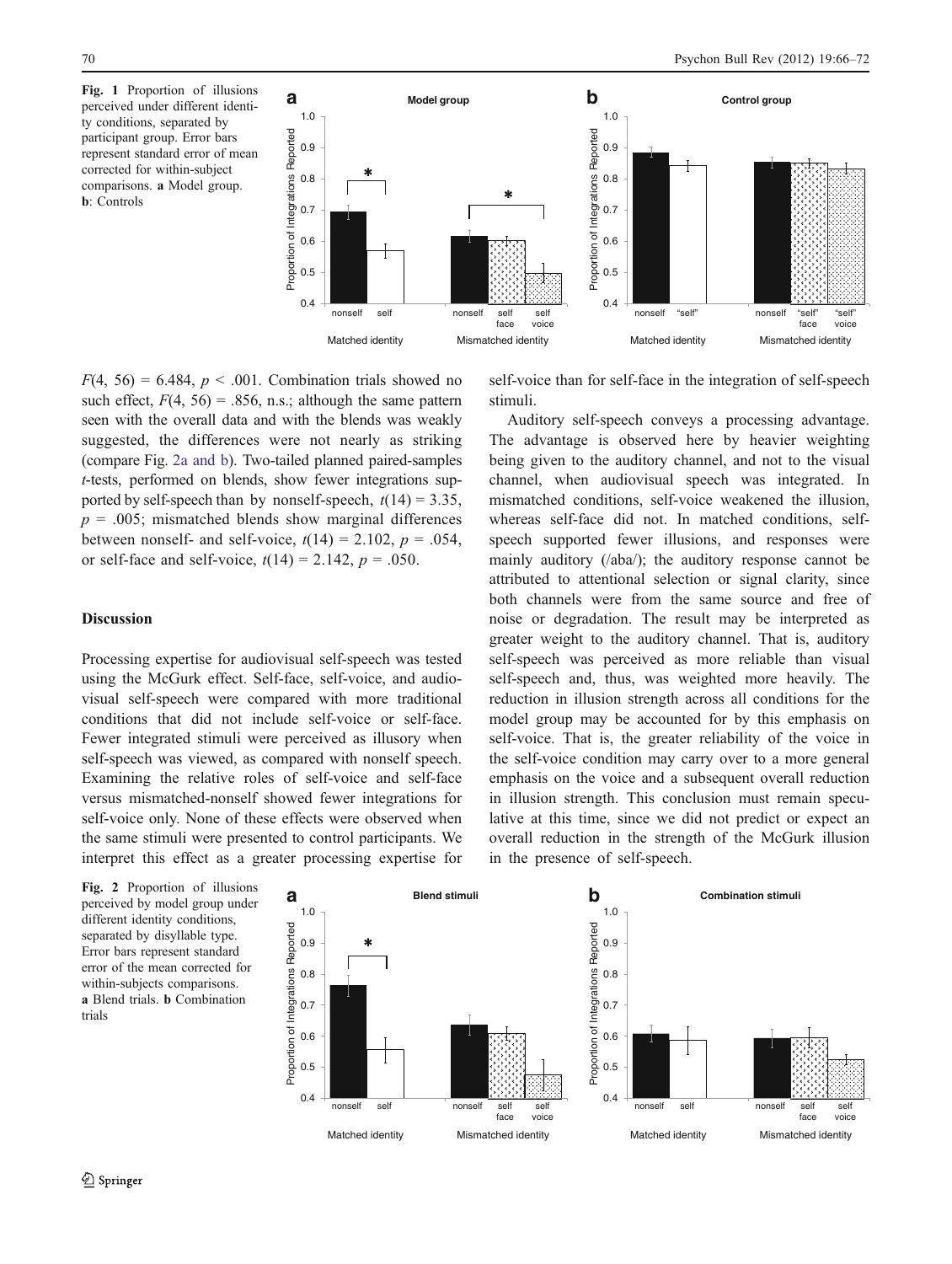Fig. 1 Proportion of illusions perceived under different identity conditions, separated by participant group. Error bars represent standard error of mean corrected for within-subject comparisons. **a** Model group. **b**: Controls

$F(4, 56) = 6.484$, $p < .001$. Combination trials showed no such effect, $F(4, 56) = .856$, n.s.; although the same pattern seen with the overall data and with the blends was weakly suggested, the differences were not nearly as striking (compare Fig. 2a and b). Two-tailed planned paired-samples *t*-tests, performed on blends, show fewer integrations supported by self-speech than by nonself-speech, $t(14) = 3.35$, $p = .005$; mismatched blends show marginal differences between nonself- and self-voice, $t(14) = 2.102$, $p = .054$, or self-face and self-voice, $t(14) = 2.142$, $p = .050$.

## Discussion

Processing expertise for audiovisual self-speech was tested using the McGurk effect. Self-face, self-voice, and audiovisual self-speech were compared with more traditional conditions that did not include self-voice or self-face. Fewer integrated stimuli were perceived as illusory when self-speech was viewed, as compared with nonself speech. Examining the relative roles of self-voice and self-face versus mismatched-nonself showed fewer integrations for self-voice only. None of these effects were observed when the same stimuli were presented to control participants. We interpret this effect as a greater processing expertise for self-voice than for self-face in the integration of self-speech stimuli.

Auditory self-speech conveys a processing advantage. The advantage is observed here by heavier weighting being given to the auditory channel, and not to the visual channel, when audiovisual speech was integrated. In mismatched conditions, self-voice weakened the illusion, whereas self-face did not. In matched conditions, self-speech supported fewer illusions, and responses were mainly auditory (/aba/); the auditory response cannot be attributed to attentional selection or signal clarity, since both channels were from the same source and free of noise or degradation. The result may be interpreted as greater weight to the auditory channel. That is, auditory self-speech was perceived as more reliable than visual self-speech and, thus, was weighted more heavily. The reduction in illusion strength across all conditions for the model group may be accounted for by this emphasis on self-voice. That is, the greater reliability of the voice in the self-voice condition may carry over to a more general emphasis on the voice and a subsequent overall reduction in illusion strength. This conclusion must remain speculative at this time, since we did not predict or expect an overall reduction in the strength of the McGurk illusion in the presence of self-speech.

Fig. 2 Proportion of illusions perceived by model group under different identity conditions, separated by disyllable type. Error bars represent standard error of the mean corrected for within-subjects comparisons. **a** Blend trials. **b** Combination trials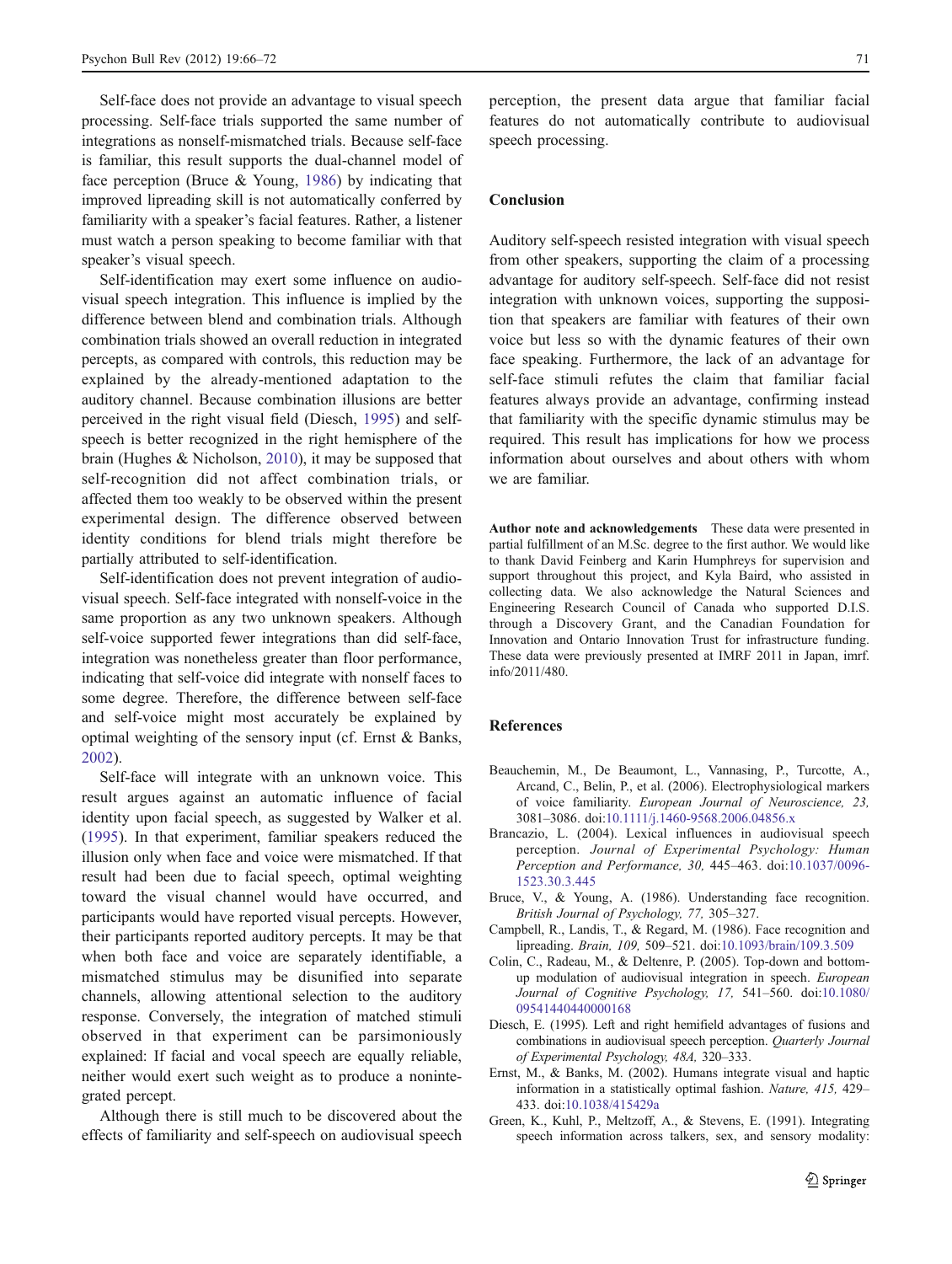Self-face does not provide an advantage to visual speech processing. Self-face trials supported the same number of integrations as nonself-mismatched trials. Because self-face is familiar, this result supports the dual-channel model of face perception (Bruce & Young, 1986) by indicating that improved lipreading skill is not automatically conferred by familiarity with a speaker's facial features. Rather, a listener must watch a person speaking to become familiar with that speaker's visual speech.

Self-identification may exert some influence on audiovisual speech integration. This influence is implied by the difference between blend and combination trials. Although combination trials showed an overall reduction in integrated percepts, as compared with controls, this reduction may be explained by the already-mentioned adaptation to the auditory channel. Because combination illusions are better perceived in the right visual field (Diesch, 1995) and self-speech is better recognized in the right hemisphere of the brain (Hughes & Nicholson, 2010), it may be supposed that self-recognition did not affect combination trials, or affected them too weakly to be observed within the present experimental design. The difference observed between identity conditions for blend trials might therefore be partially attributed to self-identification.

Self-identification does not prevent integration of audiovisual speech. Self-face integrated with nonself-voice in the same proportion as any two unknown speakers. Although self-voice supported fewer integrations than did self-face, integration was nonetheless greater than floor performance, indicating that self-voice did integrate with nonself faces to some degree. Therefore, the difference between self-face and self-voice might most accurately be explained by optimal weighting of the sensory input (cf. Ernst & Banks, 2002).

Self-face will integrate with an unknown voice. This result argues against an automatic influence of facial identity upon facial speech, as suggested by Walker et al. (1995). In that experiment, familiar speakers reduced the illusion only when face and voice were mismatched. If that result had been due to facial speech, optimal weighting toward the visual channel would have occurred, and participants would have reported visual percepts. However, their participants reported auditory percepts. It may be that when both face and voice are separately identifiable, a mismatched stimulus may be disunified into separate channels, allowing attentional selection to the auditory response. Conversely, the integration of matched stimuli observed in that experiment can be parsimoniously explained: If facial and vocal speech are equally reliable, neither would exert such weight as to produce a nonintegrated percept.

Although there is still much to be discovered about the effects of familiarity and self-speech on audiovisual speech perception, the present data argue that familiar facial features do not automatically contribute to audiovisual speech processing.

## Conclusion

Auditory self-speech resisted integration with visual speech from other speakers, supporting the claim of a processing advantage for auditory self-speech. Self-face did not resist integration with unknown voices, supporting the supposition that speakers are familiar with features of their own voice but less so with the dynamic features of their own face speaking. Furthermore, the lack of an advantage for self-face stimuli refutes the claim that familiar facial features always provide an advantage, confirming instead that familiarity with the specific dynamic stimulus may be required. This result has implications for how we process information about ourselves and about others with whom we are familiar.

**Author note and acknowledgements** These data were presented in partial fulfillment of an M.Sc. degree to the first author. We would like to thank David Feinberg and Karin Humphreys for supervision and support throughout this project, and Kyla Baird, who assisted in collecting data. We also acknowledge the Natural Sciences and Engineering Research Council of Canada who supported D.I.S. through a Discovery Grant, and the Canadian Foundation for Innovation and Ontario Innovation Trust for infrastructure funding. These data were previously presented at IMRF 2011 in Japan, imrf.info/2011/480.

## References

Beauchemin, M., De Beaumont, L., Vannasing, P., Turcotte, A., Arcand, C., Belin, P., et al. (2006). Electrophysiological markers of voice familiarity. *European Journal of Neuroscience, 23,* 3081–3086. doi:10.1111/j.1460-9568.2006.04856.x

Brancazio, L. (2004). Lexical influences in audiovisual speech perception. *Journal of Experimental Psychology: Human Perception and Performance, 30,* 445–463. doi:10.1037/0096-1523.30.3.445

Bruce, V., & Young, A. (1986). Understanding face recognition. *British Journal of Psychology, 77,* 305–327.

Campbell, R., Landis, T., & Regard, M. (1986). Face recognition and lipreading. *Brain, 109,* 509–521. doi:10.1093/brain/109.3.509

Colin, C., Radeau, M., & Deltenre, P. (2005). Top-down and bottom-up modulation of audiovisual integration in speech. *European Journal of Cognitive Psychology, 17,* 541–560. doi:10.1080/09541440440000168

Diesch, E. (1995). Left and right hemifield advantages of fusions and combinations in audiovisual speech perception. *Quarterly Journal of Experimental Psychology, 48A,* 320–333.

Ernst, M., & Banks, M. (2002). Humans integrate visual and haptic information in a statistically optimal fashion. *Nature, 415,* 429–433. doi:10.1038/415429a

Green, K., Kuhl, P., Meltzoff, A., & Stevens, E. (1991). Integrating speech information across talkers, sex, and sensory modality: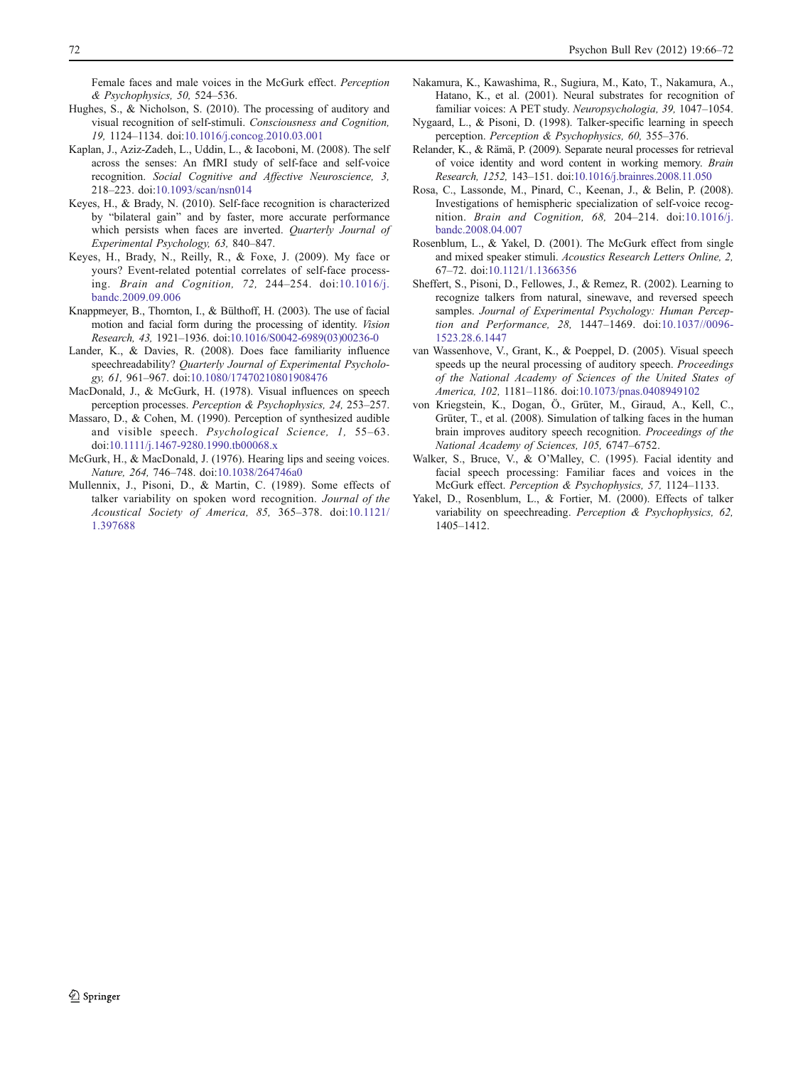Female faces and male voices in the McGurk effect. *Perception & Psychophysics, 50,* 524–536.

Hughes, S., & Nicholson, S. (2010). The processing of auditory and visual recognition of self-stimuli. *Consciousness and Cognition, 19,* 1124–1134. doi:10.1016/j.concog.2010.03.001

Kaplan, J., Aziz-Zadeh, L., Uddin, L., & Iacoboni, M. (2008). The self across the senses: An fMRI study of self-face and self-voice recognition. *Social Cognitive and Affective Neuroscience, 3,* 218–223. doi:10.1093/scan/nsn014

Keyes, H., & Brady, N. (2010). Self-face recognition is characterized by "bilateral gain" and by faster, more accurate performance which persists when faces are inverted. *Quarterly Journal of Experimental Psychology, 63,* 840–847.

Keyes, H., Brady, N., Reilly, R., & Foxe, J. (2009). My face or yours? Event-related potential correlates of self-face processing. *Brain and Cognition, 72,* 244–254. doi:10.1016/j.bandc.2009.09.006

Knappmeyer, B., Thornton, I., & Bülthoff, H. (2003). The use of facial motion and facial form during the processing of identity. *Vision Research, 43,* 1921–1936. doi:10.1016/S0042-6989(03)00236-0

Lander, K., & Davies, R. (2008). Does face familiarity influence speechreadability? *Quarterly Journal of Experimental Psychology, 61,* 961–967. doi:10.1080/17470210801908476

MacDonald, J., & McGurk, H. (1978). Visual influences on speech perception processes. *Perception & Psychophysics, 24,* 253–257.

Massaro, D., & Cohen, M. (1990). Perception of synthesized audible and visible speech. *Psychological Science, 1,* 55–63. doi:10.1111/j.1467-9280.1990.tb00068.x

McGurk, H., & MacDonald, J. (1976). Hearing lips and seeing voices. *Nature, 264,* 746–748. doi:10.1038/264746a0

Mullennix, J., Pisoni, D., & Martin, C. (1989). Some effects of talker variability on spoken word recognition. *Journal of the Acoustical Society of America, 85,* 365–378. doi:10.1121/1.397688

Nakamura, K., Kawashima, R., Sugiura, M., Kato, T., Nakamura, A., Hatano, K., et al. (2001). Neural substrates for recognition of familiar voices: A PET study. *Neuropsychologia, 39,* 1047–1054.

Nygaard, L., & Pisoni, D. (1998). Talker-specific learning in speech perception. *Perception & Psychophysics, 60,* 355–376.

Relander, K., & Rämä, P. (2009). Separate neural processes for retrieval of voice identity and word content in working memory. *Brain Research, 1252,* 143–151. doi:10.1016/j.brainres.2008.11.050

Rosa, C., Lassonde, M., Pinard, C., Keenan, J., & Belin, P. (2008). Investigations of hemispheric specialization of self-voice recognition. *Brain and Cognition, 68,* 204–214. doi:10.1016/j.bandc.2008.04.007

Rosenblum, L., & Yakel, D. (2001). The McGurk effect from single and mixed speaker stimuli. *Acoustics Research Letters Online, 2,* 67–72. doi:10.1121/1.1366356

Sheffert, S., Pisoni, D., Fellowes, J., & Remez, R. (2002). Learning to recognize talkers from natural, sinewave, and reversed speech samples. *Journal of Experimental Psychology: Human Perception and Performance, 28,* 1447–1469. doi:10.1037//0096-1523.28.6.1447

van Wassenhove, V., Grant, K., & Poeppel, D. (2005). Visual speech speeds up the neural processing of auditory speech. *Proceedings of the National Academy of Sciences of the United States of America, 102,* 1181–1186. doi:10.1073/pnas.0408949102

von Kriegstein, K., Dogan, Ö., Grüter, M., Giraud, A., Kell, C., Grüter, T., et al. (2008). Simulation of talking faces in the human brain improves auditory speech recognition. *Proceedings of the National Academy of Sciences, 105,* 6747–6752.

Walker, S., Bruce, V., & O'Malley, C. (1995). Facial identity and facial speech processing: Familiar faces and voices in the McGurk effect. *Perception & Psychophysics, 57,* 1124–1133.

Yakel, D., Rosenblum, L., & Fortier, M. (2000). Effects of talker variability on speechreading. *Perception & Psychophysics, 62,* 1405–1412.